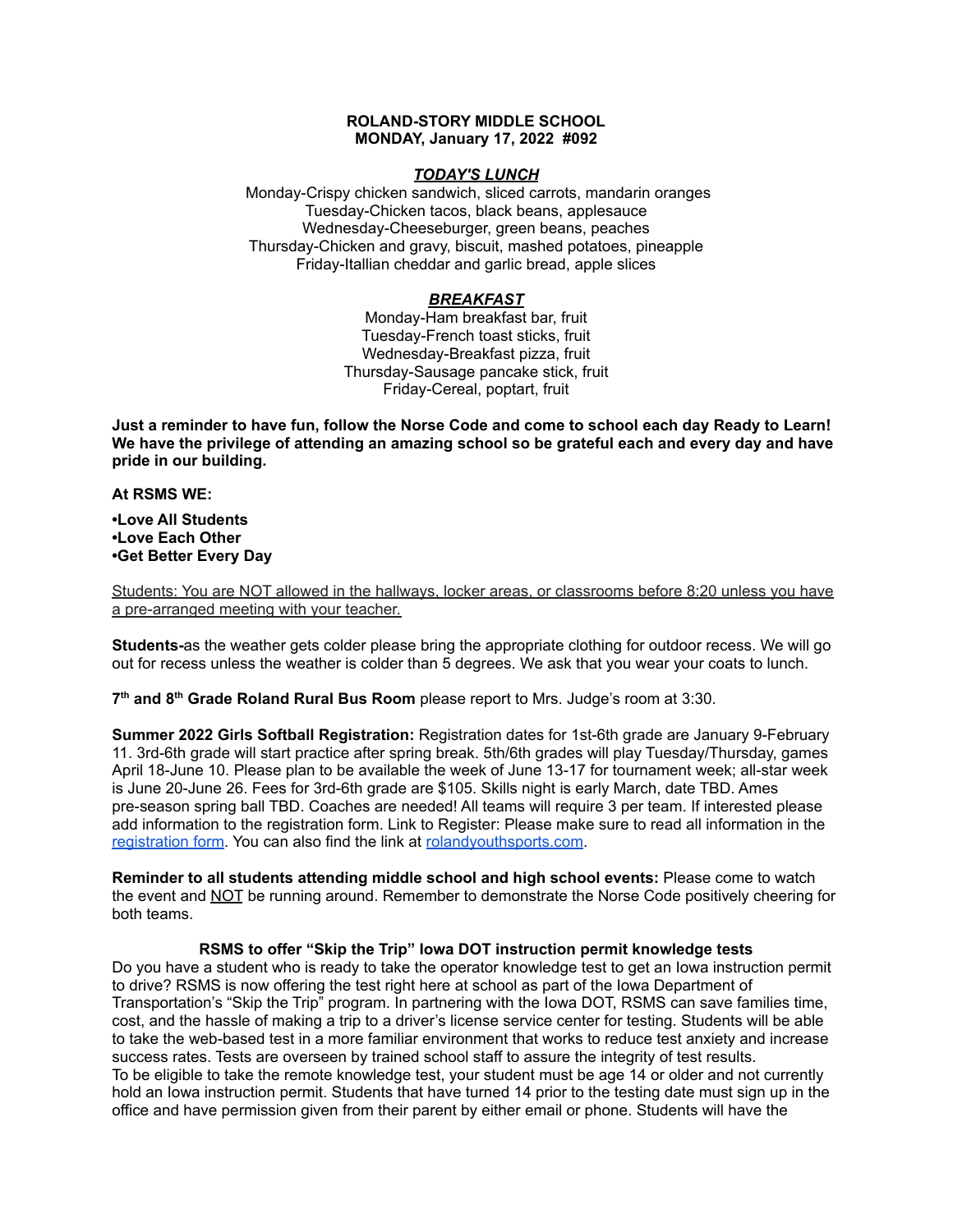**ROLAND-STORY MIDDLE SCHOOL**
**MONDAY, January 17, 2022 #092**

***TODAY'S LUNCH***

Monday-Crispy chicken sandwich, sliced carrots, mandarin oranges
Tuesday-Chicken tacos, black beans, applesauce
Wednesday-Cheeseburger, green beans, peaches
Thursday-Chicken and gravy, biscuit, mashed potatoes, pineapple
Friday-Itallian cheddar and garlic bread, apple slices

***BREAKFAST***

Monday-Ham breakfast bar, fruit
Tuesday-French toast sticks, fruit
Wednesday-Breakfast pizza, fruit
Thursday-Sausage pancake stick, fruit
Friday-Cereal, poptart, fruit

**Just a reminder to have fun, follow the Norse Code and come to school each day Ready to Learn! We have the privilege of attending an amazing school so be grateful each and every day and have pride in our building.**

**At RSMS WE:**

**•Love All Students**
**•Love Each Other**
**•Get Better Every Day**

Students: You are NOT allowed in the hallways, locker areas, or classrooms before 8:20 unless you have a pre-arranged meeting with your teacher.

**Students-**as the weather gets colder please bring the appropriate clothing for outdoor recess. We will go out for recess unless the weather is colder than 5 degrees. We ask that you wear your coats to lunch.

**7th and 8th Grade Roland Rural Bus Room** please report to Mrs. Judge's room at 3:30.

**Summer 2022 Girls Softball Registration:** Registration dates for 1st-6th grade are January 9-February 11. 3rd-6th grade will start practice after spring break. 5th/6th grades will play Tuesday/Thursday, games April 18-June 10. Please plan to be available the week of June 13-17 for tournament week; all-star week is June 20-June 26. Fees for 3rd-6th grade are $105. Skills night is early March, date TBD. Ames pre-season spring ball TBD. Coaches are needed! All teams will require 3 per team. If interested please add information to the registration form. Link to Register: Please make sure to read all information in the registration form. You can also find the link at rolandyouthsports.com.

**Reminder to all students attending middle school and high school events:** Please come to watch the event and NOT be running around. Remember to demonstrate the Norse Code positively cheering for both teams.

**RSMS to offer "Skip the Trip" Iowa DOT instruction permit knowledge tests**

Do you have a student who is ready to take the operator knowledge test to get an Iowa instruction permit to drive? RSMS is now offering the test right here at school as part of the Iowa Department of Transportation's "Skip the Trip" program. In partnering with the Iowa DOT, RSMS can save families time, cost, and the hassle of making a trip to a driver's license service center for testing. Students will be able to take the web-based test in a more familiar environment that works to reduce test anxiety and increase success rates. Tests are overseen by trained school staff to assure the integrity of test results.
To be eligible to take the remote knowledge test, your student must be age 14 or older and not currently hold an Iowa instruction permit. Students that have turned 14 prior to the testing date must sign up in the office and have permission given from their parent by either email or phone. Students will have the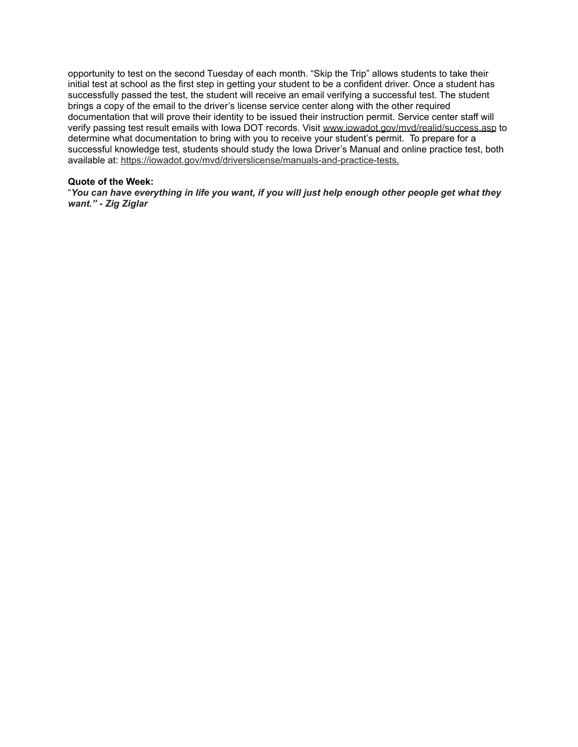opportunity to test on the second Tuesday of each month. “Skip the Trip” allows students to take their initial test at school as the first step in getting your student to be a confident driver. Once a student has successfully passed the test, the student will receive an email verifying a successful test. The student brings a copy of the email to the driver’s license service center along with the other required documentation that will prove their identity to be issued their instruction permit. Service center staff will verify passing test result emails with Iowa DOT records. Visit www.iowadot.gov/mvd/realid/success.asp to determine what documentation to bring with you to receive your student’s permit. To prepare for a successful knowledge test, students should study the Iowa Driver’s Manual and online practice test, both available at: https://iowadot.gov/mvd/driverslicense/manuals-and-practice-tests.

**Quote of the Week:**
“***You can have everything in life you want, if you will just help enough other people get what they want.” - Zig Ziglar***